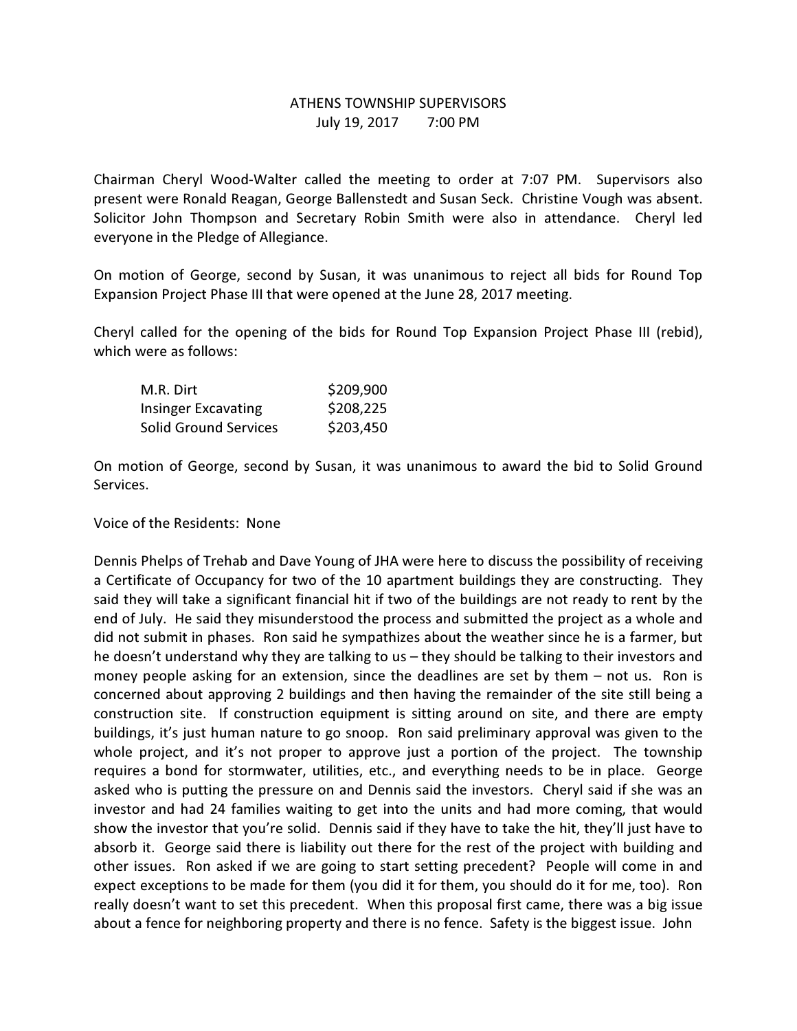# ATHENS TOWNSHIP SUPERVISORS

July 19, 2017    7:00 PM

Chairman Cheryl Wood-Walter called the meeting to order at 7:07 PM. Supervisors also present were Ronald Reagan, George Ballenstedt and Susan Seck. Christine Vough was absent. Solicitor John Thompson and Secretary Robin Smith were also in attendance. Cheryl led everyone in the Pledge of Allegiance.

On motion of George, second by Susan, it was unanimous to reject all bids for Round Top Expansion Project Phase III that were opened at the June 28, 2017 meeting.

Cheryl called for the opening of the bids for Round Top Expansion Project Phase III (rebid), which were as follows:

| | |
|---|---|
| M.R. Dirt | $209,900 |
| Insinger Excavating | $208,225 |
| Solid Ground Services | $203,450 |

On motion of George, second by Susan, it was unanimous to award the bid to Solid Ground Services.

Voice of the Residents: None

Dennis Phelps of Trehab and Dave Young of JHA were here to discuss the possibility of receiving a Certificate of Occupancy for two of the 10 apartment buildings they are constructing. They said they will take a significant financial hit if two of the buildings are not ready to rent by the end of July. He said they misunderstood the process and submitted the project as a whole and did not submit in phases. Ron said he sympathizes about the weather since he is a farmer, but he doesn't understand why they are talking to us – they should be talking to their investors and money people asking for an extension, since the deadlines are set by them – not us. Ron is concerned about approving 2 buildings and then having the remainder of the site still being a construction site. If construction equipment is sitting around on site, and there are empty buildings, it's just human nature to go snoop. Ron said preliminary approval was given to the whole project, and it's not proper to approve just a portion of the project. The township requires a bond for stormwater, utilities, etc., and everything needs to be in place. George asked who is putting the pressure on and Dennis said the investors. Cheryl said if she was an investor and had 24 families waiting to get into the units and had more coming, that would show the investor that you're solid. Dennis said if they have to take the hit, they'll just have to absorb it. George said there is liability out there for the rest of the project with building and other issues. Ron asked if we are going to start setting precedent? People will come in and expect exceptions to be made for them (you did it for them, you should do it for me, too). Ron really doesn't want to set this precedent. When this proposal first came, there was a big issue about a fence for neighboring property and there is no fence. Safety is the biggest issue. John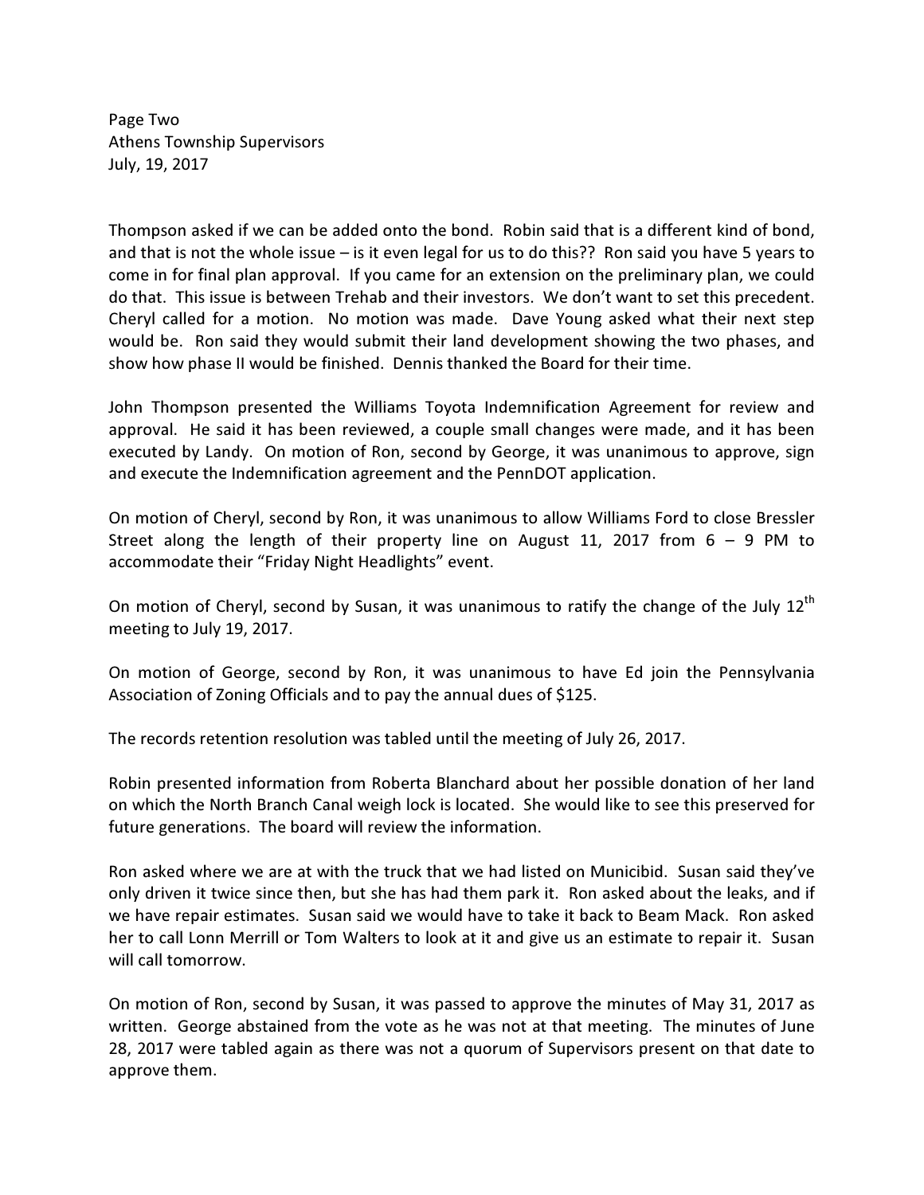Thompson asked if we can be added onto the bond. Robin said that is a different kind of bond, and that is not the whole issue – is it even legal for us to do this?? Ron said you have 5 years to come in for final plan approval. If you came for an extension on the preliminary plan, we could do that. This issue is between Trehab and their investors. We don't want to set this precedent. Cheryl called for a motion. No motion was made. Dave Young asked what their next step would be. Ron said they would submit their land development showing the two phases, and show how phase II would be finished. Dennis thanked the Board for their time.

John Thompson presented the Williams Toyota Indemnification Agreement for review and approval. He said it has been reviewed, a couple small changes were made, and it has been executed by Landy. On motion of Ron, second by George, it was unanimous to approve, sign and execute the Indemnification agreement and the PennDOT application.

On motion of Cheryl, second by Ron, it was unanimous to allow Williams Ford to close Bressler Street along the length of their property line on August 11, 2017 from 6 – 9 PM to accommodate their "Friday Night Headlights" event.

On motion of Cheryl, second by Susan, it was unanimous to ratify the change of the July 12th meeting to July 19, 2017.

On motion of George, second by Ron, it was unanimous to have Ed join the Pennsylvania Association of Zoning Officials and to pay the annual dues of $125.

The records retention resolution was tabled until the meeting of July 26, 2017.

Robin presented information from Roberta Blanchard about her possible donation of her land on which the North Branch Canal weigh lock is located. She would like to see this preserved for future generations. The board will review the information.

Ron asked where we are at with the truck that we had listed on Municibid. Susan said they've only driven it twice since then, but she has had them park it. Ron asked about the leaks, and if we have repair estimates. Susan said we would have to take it back to Beam Mack. Ron asked her to call Lonn Merrill or Tom Walters to look at it and give us an estimate to repair it. Susan will call tomorrow.

On motion of Ron, second by Susan, it was passed to approve the minutes of May 31, 2017 as written. George abstained from the vote as he was not at that meeting. The minutes of June 28, 2017 were tabled again as there was not a quorum of Supervisors present on that date to approve them.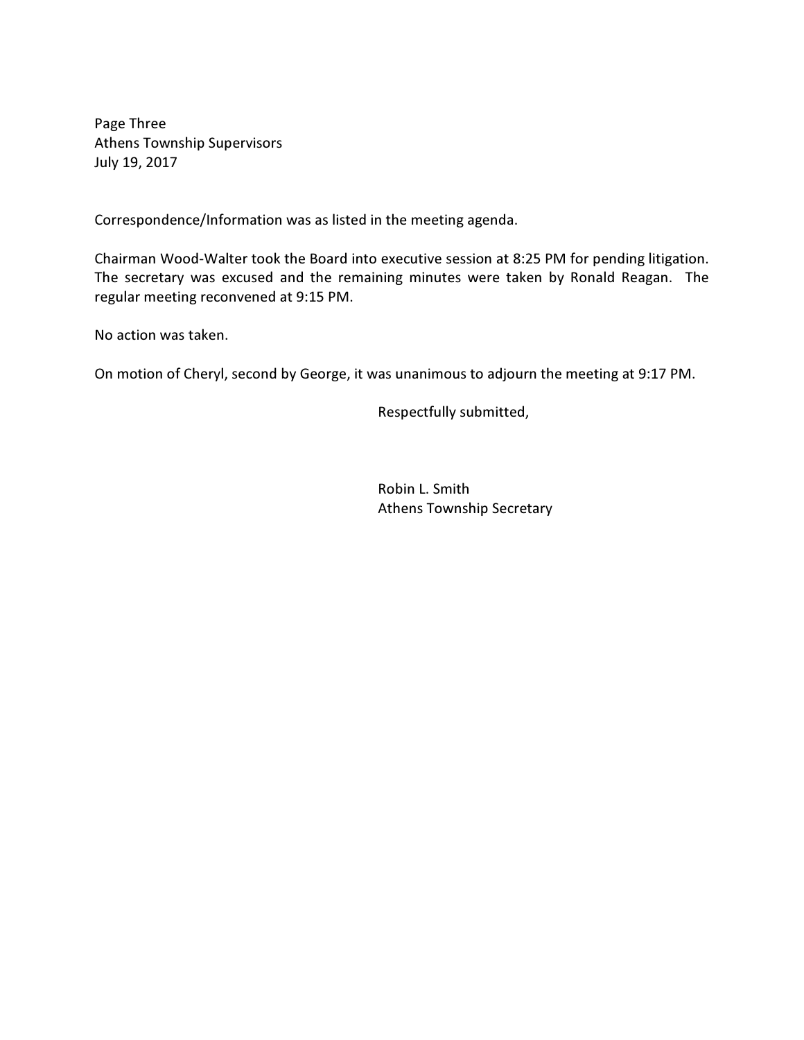Page Three
Athens Township Supervisors
July 19, 2017

Correspondence/Information was as listed in the meeting agenda.

Chairman Wood-Walter took the Board into executive session at 8:25 PM for pending litigation. The secretary was excused and the remaining minutes were taken by Ronald Reagan. The regular meeting reconvened at 9:15 PM.

No action was taken.

On motion of Cheryl, second by George, it was unanimous to adjourn the meeting at 9:17 PM.

Respectfully submitted,

Robin L. Smith
Athens Township Secretary